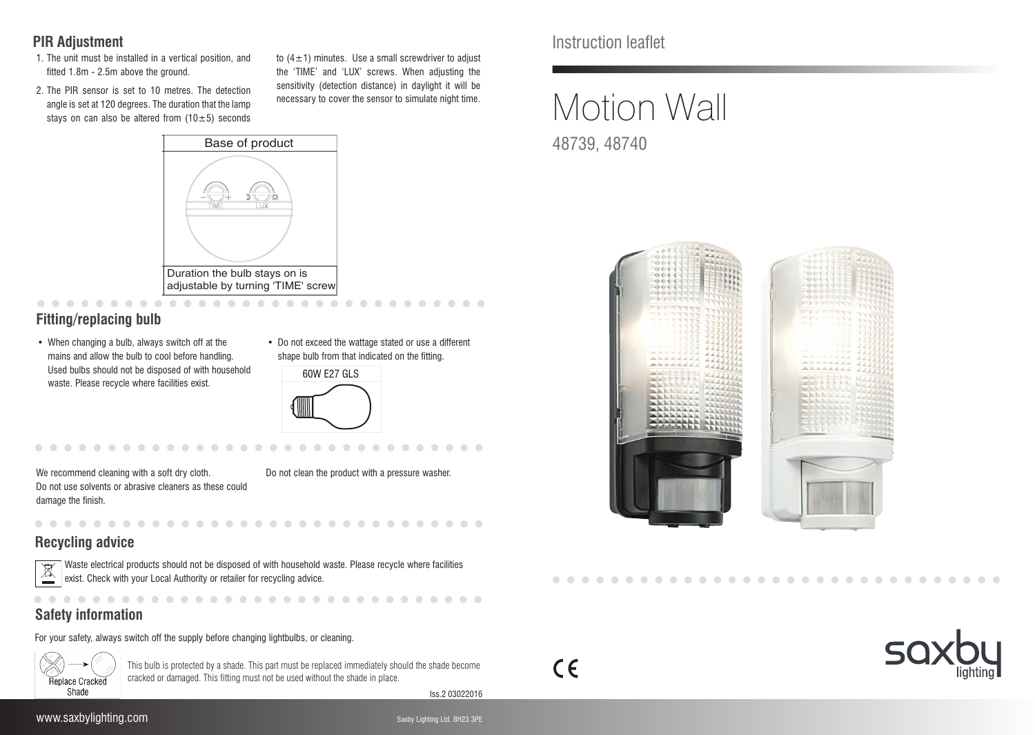Instruction leaflet

# Motion Wall

48739, 48740

## PIR Adjustment

1. The unit must be installed in a vertical position, and fitted 1.8m - 2.5m above the ground.
2. The PIR sensor is set to 10 metres. The detection angle is set at 120 degrees. The duration that the lamp stays on can also be altered from ($10\pm5$) seconds to ($4\pm1$) minutes. Use a small screwdriver to adjust the 'TIME' and 'LUX' screws. When adjusting the sensitivity (detection distance) in daylight it will be necessary to cover the sensor to simulate night time.

Base of product

TIME LUX

Duration the bulb stays on is adjustable by turning 'TIME' screw

## Fitting/replacing bulb

- When changing a bulb, always switch off at the mains and allow the bulb to cool before handling. Used bulbs should not be disposed of with household waste. Please recycle where facilities exist.
- Do not exceed the wattage stated or use a different shape bulb from that indicated on the fitting.

60W E27 GLS

We recommend cleaning with a soft dry cloth. Do not use solvents or abrasive cleaners as these could damage the finish.

Do not clean the product with a pressure washer.

## Recycling advice

Waste electrical products should not be disposed of with household waste. Please recycle where facilities exist. Check with your Local Authority or retailer for recycling advice.

## Safety information

For your safety, always switch off the supply before changing lightbulbs, or cleaning.

Replace Cracked Shade

This bulb is protected by a shade. This part must be replaced immediately should the shade become cracked or damaged. This fitting must not be used without the shade in place.

Iss.2 03022016

www.saxbylighting.com

Saxby Lighting Ltd. BH23 3PE

CE

saxby lighting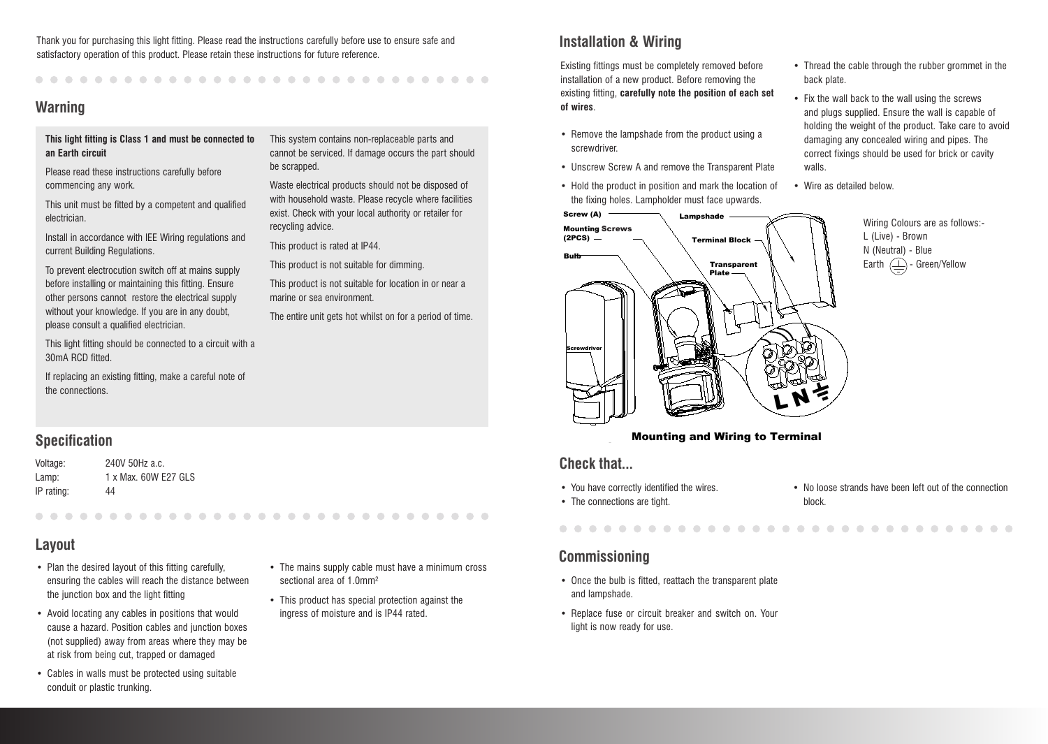Thank you for purchasing this light fitting. Please read the instructions carefully before use to ensure safe and satisfactory operation of this product. Please retain these instructions for future reference.

## Warning

**This light fitting is Class 1 and must be connected to an Earth circuit**

Please read these instructions carefully before commencing any work.

This unit must be fitted by a competent and qualified electrician.

Install in accordance with IEE Wiring regulations and current Building Regulations.

To prevent electrocution switch off at mains supply before installing or maintaining this fitting. Ensure other persons cannot restore the electrical supply without your knowledge. If you are in any doubt, please consult a qualified electrician.

This light fitting should be connected to a circuit with a 30mA RCD fitted.

If replacing an existing fitting, make a careful note of the connections.

This system contains non-replaceable parts and cannot be serviced. If damage occurs the part should be scrapped.

Waste electrical products should not be disposed of with household waste. Please recycle where facilities exist. Check with your local authority or retailer for recycling advice.

This product is rated at IP44.

This product is not suitable for dimming.

This product is not suitable for location in or near a marine or sea environment.

The entire unit gets hot whilst on for a period of time.

## Specification

| | |
|---|---|
| Voltage: | 240V 50Hz a.c. |
| Lamp: | 1 x Max. 60W E27 GLS |
| IP rating: | 44 |

## Layout

- Plan the desired layout of this fitting carefully, ensuring the cables will reach the distance between the junction box and the light fitting
- Avoid locating any cables in positions that would cause a hazard. Position cables and junction boxes (not supplied) away from areas where they may be at risk from being cut, trapped or damaged
- Cables in walls must be protected using suitable conduit or plastic trunking.
- The mains supply cable must have a minimum cross sectional area of 1.0mm²
- This product has special protection against the ingress of moisture and is IP44 rated.

## Installation & Wiring

Existing fittings must be completely removed before installation of a new product. Before removing the existing fitting, **carefully note the position of each set of wires**.

- Remove the lampshade from the product using a screwdriver.
- Unscrew Screw A and remove the Transparent Plate
- Hold the product in position and mark the location of the fixing holes. Lampholder must face upwards.
- Thread the cable through the rubber grommet in the back plate.
- Fix the wall back to the wall using the screws and plugs supplied. Ensure the wall is capable of holding the weight of the product. Take care to avoid damaging any concealed wiring and pipes. The correct fixings should be used for brick or cavity walls.
- Wire as detailed below.

Screw (A)
Mounting Screws (2PCS)
Bulb
Screwdriver
Lampshade
Terminal Block
Transparent Plate
L N ⏚

Wiring Colours are as follows:-
L (Live) - Brown
N (Neutral) - Blue
Earth ⏚ - Green/Yellow

**Mounting and Wiring to Terminal**

## Check that...

- You have correctly identified the wires.
- The connections are tight.
- No loose strands have been left out of the connection block.

## Commissioning

- Once the bulb is fitted, reattach the transparent plate and lampshade.
- Replace fuse or circuit breaker and switch on. Your light is now ready for use.